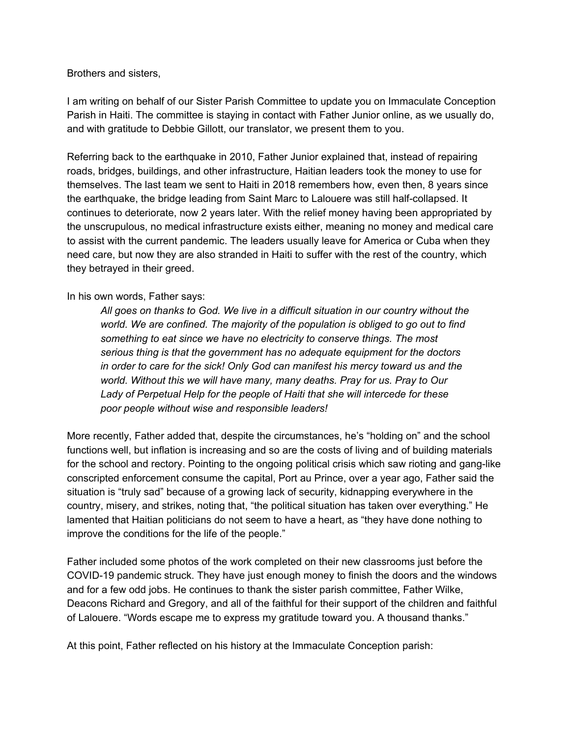Brothers and sisters,

I am writing on behalf of our Sister Parish Committee to update you on Immaculate Conception Parish in Haiti. The committee is staying in contact with Father Junior online, as we usually do, and with gratitude to Debbie Gillott, our translator, we present them to you.

Referring back to the earthquake in 2010, Father Junior explained that, instead of repairing roads, bridges, buildings, and other infrastructure, Haitian leaders took the money to use for themselves. The last team we sent to Haiti in 2018 remembers how, even then, 8 years since the earthquake, the bridge leading from Saint Marc to Lalouere was still half-collapsed. It continues to deteriorate, now 2 years later. With the relief money having been appropriated by the unscrupulous, no medical infrastructure exists either, meaning no money and medical care to assist with the current pandemic. The leaders usually leave for America or Cuba when they need care, but now they are also stranded in Haiti to suffer with the rest of the country, which they betrayed in their greed.

In his own words, Father says:

> *All goes on thanks to God. We live in a difficult situation in our country without the world. We are confined. The majority of the population is obliged to go out to find something to eat since we have no electricity to conserve things. The most serious thing is that the government has no adequate equipment for the doctors in order to care for the sick! Only God can manifest his mercy toward us and the world. Without this we will have many, many deaths. Pray for us. Pray to Our Lady of Perpetual Help for the people of Haiti that she will intercede for these poor people without wise and responsible leaders!*

More recently, Father added that, despite the circumstances, he's "holding on" and the school functions well, but inflation is increasing and so are the costs of living and of building materials for the school and rectory. Pointing to the ongoing political crisis which saw rioting and gang-like conscripted enforcement consume the capital, Port au Prince, over a year ago, Father said the situation is "truly sad" because of a growing lack of security, kidnapping everywhere in the country, misery, and strikes, noting that, "the political situation has taken over everything." He lamented that Haitian politicians do not seem to have a heart, as "they have done nothing to improve the conditions for the life of the people."

Father included some photos of the work completed on their new classrooms just before the COVID-19 pandemic struck. They have just enough money to finish the doors and the windows and for a few odd jobs. He continues to thank the sister parish committee, Father Wilke, Deacons Richard and Gregory, and all of the faithful for their support of the children and faithful of Lalouere. "Words escape me to express my gratitude toward you. A thousand thanks."

At this point, Father reflected on his history at the Immaculate Conception parish: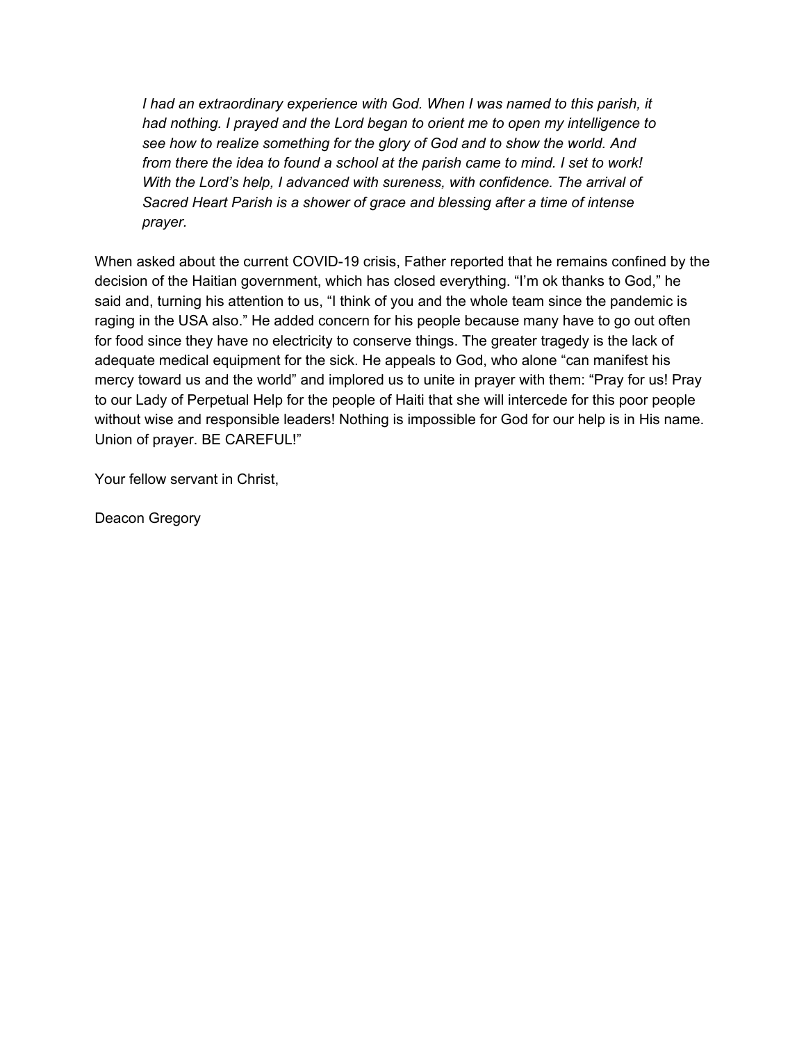> *I had an extraordinary experience with God. When I was named to this parish, it had nothing. I prayed and the Lord began to orient me to open my intelligence to see how to realize something for the glory of God and to show the world. And from there the idea to found a school at the parish came to mind. I set to work! With the Lord's help, I advanced with sureness, with confidence. The arrival of Sacred Heart Parish is a shower of grace and blessing after a time of intense prayer.*

When asked about the current COVID-19 crisis, Father reported that he remains confined by the decision of the Haitian government, which has closed everything. "I'm ok thanks to God," he said and, turning his attention to us, "I think of you and the whole team since the pandemic is raging in the USA also." He added concern for his people because many have to go out often for food since they have no electricity to conserve things. The greater tragedy is the lack of adequate medical equipment for the sick. He appeals to God, who alone "can manifest his mercy toward us and the world" and implored us to unite in prayer with them: "Pray for us! Pray to our Lady of Perpetual Help for the people of Haiti that she will intercede for this poor people without wise and responsible leaders! Nothing is impossible for God for our help is in His name. Union of prayer. BE CAREFUL!"

Your fellow servant in Christ,

Deacon Gregory